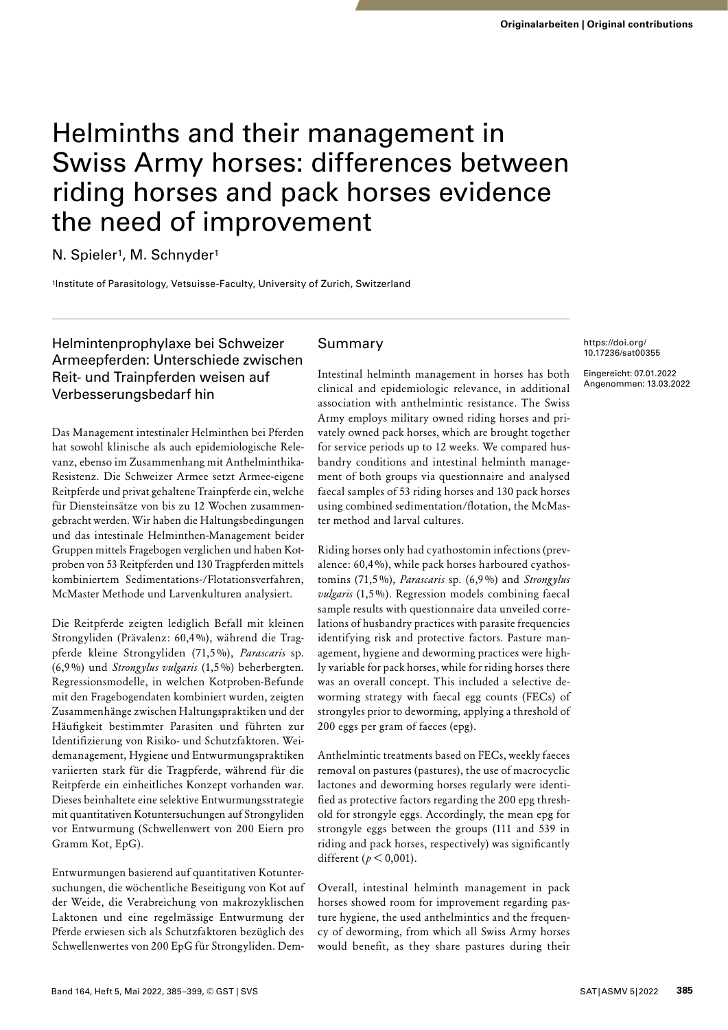# Helminths and their management in Swiss Army horses: differences between riding horses and pack horses evidence the need of improvement

N. Spieler[1], M. Schnyder[1]

[1]Institute of Parasitology, Vetsuisse-Faculty, University of Zurich, Switzerland

https://doi.org/10.17236/sat00355

Eingereicht: 07.01.2022
Angenommen: 13.03.2022

## Helmintenprophylaxe bei Schweizer Armeepferden: Unterschiede zwischen Reit- und Trainpferden weisen auf Verbesserungsbedarf hin

Das Management intestinaler Helminthen bei Pferden hat sowohl klinische als auch epidemiologische Relevanz, ebenso im Zusammenhang mit Anthelminthika-Resistenz. Die Schweizer Armee setzt Armee-eigene Reitpferde und privat gehaltene Trainpferde ein, welche für Diensteinsätze von bis zu 12 Wochen zusammengebracht werden. Wir haben die Haltungsbedingungen und das intestinale Helminthen-Management beider Gruppen mittels Fragebogen verglichen und haben Kotproben von 53 Reitpferden und 130 Tragpferden mittels kombiniertem Sedimentations-/Flotationsverfahren, McMaster Methode und Larvenkulturen analysiert.

Die Reitpferde zeigten lediglich Befall mit kleinen Strongyliden (Prävalenz: 60,4 %), während die Tragpferde kleine Strongyliden (71,5 %), *Parascaris* sp. (6,9 %) und *Strongylus vulgaris* (1,5 %) beherbergten. Regressionsmodelle, in welchen Kotproben-Befunde mit den Fragebogendaten kombiniert wurden, zeigten Zusammenhänge zwischen Haltungspraktiken und der Häufigkeit bestimmter Parasiten und führten zur Identifizierung von Risiko- und Schutzfaktoren. Weidemanagement, Hygiene und Entwurmungspraktiken variierten stark für die Tragpferde, während für die Reitpferde ein einheitliches Konzept vorhanden war. Dieses beinhaltete eine selektive Entwurmungsstrategie mit quantitativen Kotuntersuchungen auf Strongyliden vor Entwurmung (Schwellenwert von 200 Eiern pro Gramm Kot, EpG).

Entwurmungen basierend auf quantitativen Kotuntersuchungen, die wöchentliche Beseitigung von Kot auf der Weide, die Verabreichung von makrozyklischen Laktonen und eine regelmässige Entwurmung der Pferde erwiesen sich als Schutzfaktoren bezüglich des Schwellenwertes von 200 EpG für Strongyliden. Dem-

## Summary

Intestinal helminth management in horses has both clinical and epidemiologic relevance, in additional association with anthelmintic resistance. The Swiss Army employs military owned riding horses and privately owned pack horses, which are brought together for service periods up to 12 weeks. We compared husbandry conditions and intestinal helminth management of both groups via questionnaire and analysed faecal samples of 53 riding horses and 130 pack horses using combined sedimentation/flotation, the McMaster method and larval cultures.

Riding horses only had cyathostomin infections (prevalence: 60,4 %), while pack horses harboured cyathostomins (71,5 %), *Parascaris* sp. (6,9 %) and *Strongylus vulgaris* (1,5 %). Regression models combining faecal sample results with questionnaire data unveiled correlations of husbandry practices with parasite frequencies identifying risk and protective factors. Pasture management, hygiene and deworming practices were highly variable for pack horses, while for riding horses there was an overall concept. This included a selective deworming strategy with faecal egg counts (FECs) of strongyles prior to deworming, applying a threshold of 200 eggs per gram of faeces (epg).

Anthelmintic treatments based on FECs, weekly faeces removal on pastures (pastures), the use of macrocyclic lactones and deworming horses regularly were identified as protective factors regarding the 200 epg threshold for strongyle eggs. Accordingly, the mean epg for strongyle eggs between the groups (111 and 539 in riding and pack horses, respectively) was significantly different ($p < 0{,}001$).

Overall, intestinal helminth management in pack horses showed room for improvement regarding pasture hygiene, the used anthelmintics and the frequency of deworming, from which all Swiss Army horses would benefit, as they share pastures during their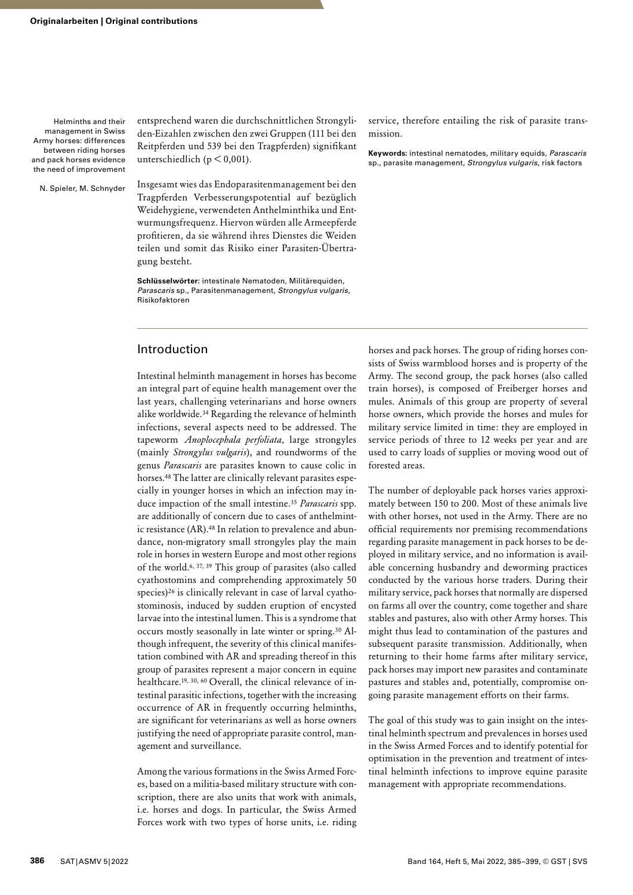entsprechend waren die durchschnittlichen Strongyliden-Eizahlen zwischen den zwei Gruppen (111 bei den Reitpferden und 539 bei den Tragpferden) signifikant unterschiedlich ($p < 0{,}001$).

Insgesamt wies das Endoparasitenmanagement bei den Tragpferden Verbesserungspotential auf bezüglich Weidehygiene, verwendeten Anthelminthika und Entwurmungsfrequenz. Hiervon würden alle Armeepferde profitieren, da sie während ihres Dienstes die Weiden teilen und somit das Risiko einer Parasiten-Übertragung besteht.

**Schlüsselwörter:** intestinale Nematoden, Militärequiden, *Parascaris* sp., Parasitenmanagement, *Strongylus vulgaris*, Risikofaktoren

service, therefore entailing the risk of parasite transmission.

**Keywords:** intestinal nematodes, military equids, *Parascaris* sp., parasite management, *Strongylus vulgaris*, risk factors

## Introduction

Intestinal helminth management in horses has become an integral part of equine health management over the last years, challenging veterinarians and horse owners alike worldwide.[34] Regarding the relevance of helminth infections, several aspects need to be addressed. The tapeworm *Anoplocephala perfoliata*, large strongyles (mainly *Strongylus vulgaris*), and roundworms of the genus *Parascaris* are parasites known to cause colic in horses.[48] The latter are clinically relevant parasites especially in younger horses in which an infection may induce impaction of the small intestine.[35] *Parascaris* spp. are additionally of concern due to cases of anthelmintic resistance (AR).[48] In relation to prevalence and abundance, non-migratory small strongyles play the main role in horses in western Europe and most other regions of the world.[6, 37, 39] This group of parasites (also called cyathostomins and comprehending approximately 50 species)[26] is clinically relevant in case of larval cyathostominosis, induced by sudden eruption of encysted larvae into the intestinal lumen. This is a syndrome that occurs mostly seasonally in late winter or spring.[30] Although infrequent, the severity of this clinical manifestation combined with AR and spreading thereof in this group of parasites represent a major concern in equine healthcare.[19, 30, 60] Overall, the clinical relevance of intestinal parasitic infections, together with the increasing occurrence of AR in frequently occurring helminths, are significant for veterinarians as well as horse owners justifying the need of appropriate parasite control, management and surveillance.

Among the various formations in the Swiss Armed Forces, based on a militia-based military structure with conscription, there are also units that work with animals, i.e. horses and dogs. In particular, the Swiss Armed Forces work with two types of horse units, i.e. riding horses and pack horses. The group of riding horses consists of Swiss warmblood horses and is property of the Army. The second group, the pack horses (also called train horses), is composed of Freiberger horses and mules. Animals of this group are property of several horse owners, which provide the horses and mules for military service limited in time: they are employed in service periods of three to 12 weeks per year and are used to carry loads of supplies or moving wood out of forested areas.

The number of deployable pack horses varies approximately between 150 to 200. Most of these animals live with other horses, not used in the Army. There are no official requirements nor premising recommendations regarding parasite management in pack horses to be deployed in military service, and no information is available concerning husbandry and deworming practices conducted by the various horse traders. During their military service, pack horses that normally are dispersed on farms all over the country, come together and share stables and pastures, also with other Army horses. This might thus lead to contamination of the pastures and subsequent parasite transmission. Additionally, when returning to their home farms after military service, pack horses may import new parasites and contaminate pastures and stables and, potentially, compromise ongoing parasite management efforts on their farms.

The goal of this study was to gain insight on the intestinal helminth spectrum and prevalences in horses used in the Swiss Armed Forces and to identify potential for optimisation in the prevention and treatment of intestinal helminth infections to improve equine parasite management with appropriate recommendations.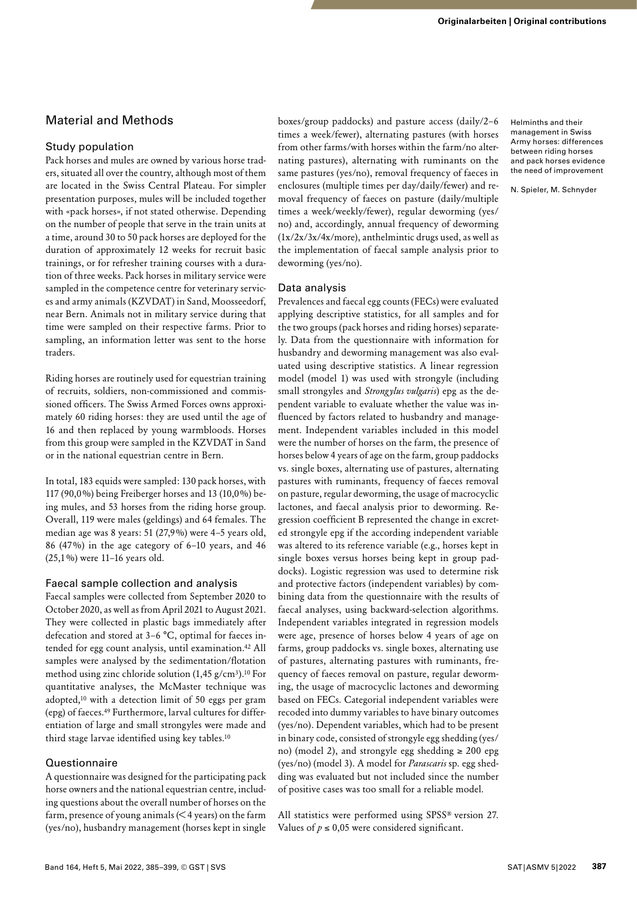## Material and Methods

### Study population

Pack horses and mules are owned by various horse traders, situated all over the country, although most of them are located in the Swiss Central Plateau. For simpler presentation purposes, mules will be included together with «pack horses», if not stated otherwise. Depending on the number of people that serve in the train units at a time, around 30 to 50 pack horses are deployed for the duration of approximately 12 weeks for recruit basic trainings, or for refresher training courses with a duration of three weeks. Pack horses in military service were sampled in the competence centre for veterinary services and army animals (KZVDAT) in Sand, Moosseedorf, near Bern. Animals not in military service during that time were sampled on their respective farms. Prior to sampling, an information letter was sent to the horse traders.

Riding horses are routinely used for equestrian training of recruits, soldiers, non-commissioned and commissioned officers. The Swiss Armed Forces owns approximately 60 riding horses: they are used until the age of 16 and then replaced by young warmbloods. Horses from this group were sampled in the KZVDAT in Sand or in the national equestrian centre in Bern.

In total, 183 equids were sampled: 130 pack horses, with 117 (90,0 %) being Freiberger horses and 13 (10,0 %) being mules, and 53 horses from the riding horse group. Overall, 119 were males (geldings) and 64 females. The median age was 8 years: 51 (27,9 %) were 4–5 years old, 86 (47 %) in the age category of 6–10 years, and 46 (25,1 %) were 11–16 years old.

### Faecal sample collection and analysis

Faecal samples were collected from September 2020 to October 2020, as well as from April 2021 to August 2021. They were collected in plastic bags immediately after defecation and stored at 3–6 °C, optimal for faeces intended for egg count analysis, until examination.[42] All samples were analysed by the sedimentation/flotation method using zinc chloride solution (1,45 g/cm$^3$).[10] For quantitative analyses, the McMaster technique was adopted,[10] with a detection limit of 50 eggs per gram (epg) of faeces.[49] Furthermore, larval cultures for differentiation of large and small strongyles were made and third stage larvae identified using key tables.[10]

### Questionnaire

A questionnaire was designed for the participating pack horse owners and the national equestrian centre, including questions about the overall number of horses on the farm, presence of young animals (< 4 years) on the farm (yes/no), husbandry management (horses kept in single boxes/group paddocks) and pasture access (daily/2–6 times a week/fewer), alternating pastures (with horses from other farms/with horses within the farm/no alternating pastures), alternating with ruminants on the same pastures (yes/no), removal frequency of faeces in enclosures (multiple times per day/daily/fewer) and removal frequency of faeces on pasture (daily/multiple times a week/weekly/fewer), regular deworming (yes/no) and, accordingly, annual frequency of deworming (1x/2x/3x/4x/more), anthelmintic drugs used, as well as the implementation of faecal sample analysis prior to deworming (yes/no).

### Data analysis

Prevalences and faecal egg counts (FECs) were evaluated applying descriptive statistics, for all samples and for the two groups (pack horses and riding horses) separately. Data from the questionnaire with information for husbandry and deworming management was also evaluated using descriptive statistics. A linear regression model (model 1) was used with strongyle (including small strongyles and *Strongylus vulgaris*) epg as the dependent variable to evaluate whether the value was influenced by factors related to husbandry and management. Independent variables included in this model were the number of horses on the farm, the presence of horses below 4 years of age on the farm, group paddocks vs. single boxes, alternating use of pastures, alternating pastures with ruminants, frequency of faeces removal on pasture, regular deworming, the usage of macrocyclic lactones, and faecal analysis prior to deworming. Regression coefficient B represented the change in excreted strongyle epg if the according independent variable was altered to its reference variable (e.g., horses kept in single boxes versus horses being kept in group paddocks). Logistic regression was used to determine risk and protective factors (independent variables) by combining data from the questionnaire with the results of faecal analyses, using backward-selection algorithms. Independent variables integrated in regression models were age, presence of horses below 4 years of age on farms, group paddocks vs. single boxes, alternating use of pastures, alternating pastures with ruminants, frequency of faeces removal on pasture, regular deworming, the usage of macrocyclic lactones and deworming based on FECs. Categorial independent variables were recoded into dummy variables to have binary outcomes (yes/no). Dependent variables, which had to be present in binary code, consisted of strongyle egg shedding (yes/no) (model 2), and strongyle egg shedding ≥ 200 epg (yes/no) (model 3). A model for *Parascaris* sp. egg shedding was evaluated but not included since the number of positive cases was too small for a reliable model.

All statistics were performed using SPSS® version 27. Values of $p \leq 0{,}05$ were considered significant.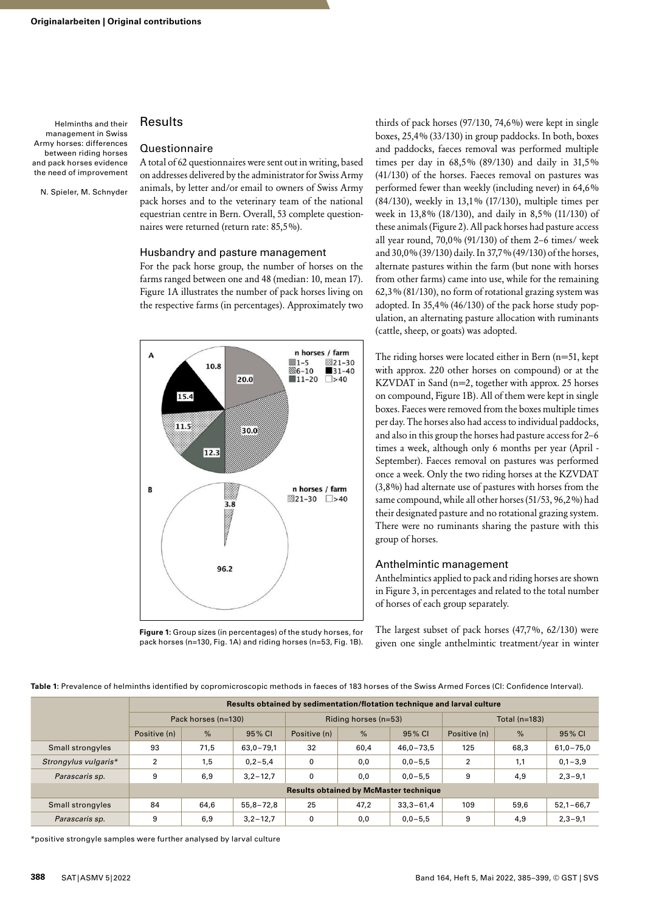## Results

### Questionnaire

A total of 62 questionnaires were sent out in writing, based on addresses delivered by the administrator for Swiss Army animals, by letter and/or email to owners of Swiss Army pack horses and to the veterinary team of the national equestrian centre in Bern. Overall, 53 complete questionnaires were returned (return rate: 85,5%).

### Husbandry and pasture management

For the pack horse group, the number of horses on the farms ranged between one and 48 (median: 10, mean 17). Figure 1A illustrates the number of pack horses living on the respective farms (in percentages). Approximately two thirds of pack horses (97/130, 74,6%) were kept in single boxes, 25,4% (33/130) in group paddocks. In both, boxes and paddocks, faeces removal was performed multiple times per day in 68,5% (89/130) and daily in 31,5% (41/130) of the horses. Faeces removal on pastures was performed fewer than weekly (including never) in 64,6% (84/130), weekly in 13,1% (17/130), multiple times per week in 13,8% (18/130), and daily in 8,5% (11/130) of these animals (Figure 2). All pack horses had pasture access all year round, 70,0% (91/130) of them 2–6 times/ week and 30,0% (39/130) daily. In 37,7% (49/130) of the horses, alternate pastures within the farm (but none with horses from other farms) came into use, while for the remaining 62,3% (81/130), no form of rotational grazing system was adopted. In 35,4% (46/130) of the pack horse study population, an alternating pasture allocation with ruminants (cattle, sheep, or goats) was adopted.

**Figure 1:** Group sizes (in percentages) of the study horses, for pack horses (n=130, Fig. 1A) and riding horses (n=53, Fig. 1B).

The riding horses were located either in Bern (n=51, kept with approx. 220 other horses on compound) or at the KZVDAT in Sand (n=2, together with approx. 25 horses on compound, Figure 1B). All of them were kept in single boxes. Faeces were removed from the boxes multiple times per day. The horses also had access to individual paddocks, and also in this group the horses had pasture access for 2–6 times a week, although only 6 months per year (April - September). Faeces removal on pastures was performed once a week. Only the two riding horses at the KZVDAT (3,8%) had alternate use of pastures with horses from the same compound, while all other horses (51/53, 96,2%) had their designated pasture and no rotational grazing system. There were no ruminants sharing the pasture with this group of horses.

### Anthelmintic management

Anthelmintics applied to pack and riding horses are shown in Figure 3, in percentages and related to the total number of horses of each group separately.

The largest subset of pack horses (47,7%, 62/130) were given one single anthelmintic treatment/year in winter

**Table 1:** Prevalence of helminths identified by copromicroscopic methods in faeces of 183 horses of the Swiss Armed Forces (CI: Confidence Interval).

| | Results obtained by sedimentation/flotation technique and larval culture | | | | | | | | |
|---|---|---|---|---|---|---|---|---|---|
| | Pack horses (n=130) | | | Riding horses (n=53) | | | Total (n=183) | | |
| | Positive (n) | % | 95% CI | Positive (n) | % | 95% CI | Positive (n) | % | 95% CI |
| Small strongyles | 93 | 71,5 | 63,0–79,1 | 32 | 60,4 | 46,0–73,5 | 125 | 68,3 | 61,0–75,0 |
| *Strongylus vulgaris** | 2 | 1,5 | 0,2–5,4 | 0 | 0,0 | 0,0–5,5 | 2 | 1,1 | 0,1–3,9 |
| *Parascaris* sp. | 9 | 6,9 | 3,2–12,7 | 0 | 0,0 | 0,0–5,5 | 9 | 4,9 | 2,3–9,1 |
| | **Results obtained by McMaster technique** | | | | | | | | |
| Small strongyles | 84 | 64,6 | 55,8–72,8 | 25 | 47,2 | 33,3–61,4 | 109 | 59,6 | 52,1–66,7 |
| *Parascaris* sp. | 9 | 6,9 | 3,2–12,7 | 0 | 0,0 | 0,0–5,5 | 9 | 4,9 | 2,3–9,1 |

*positive strongyle samples were further analysed by larval culture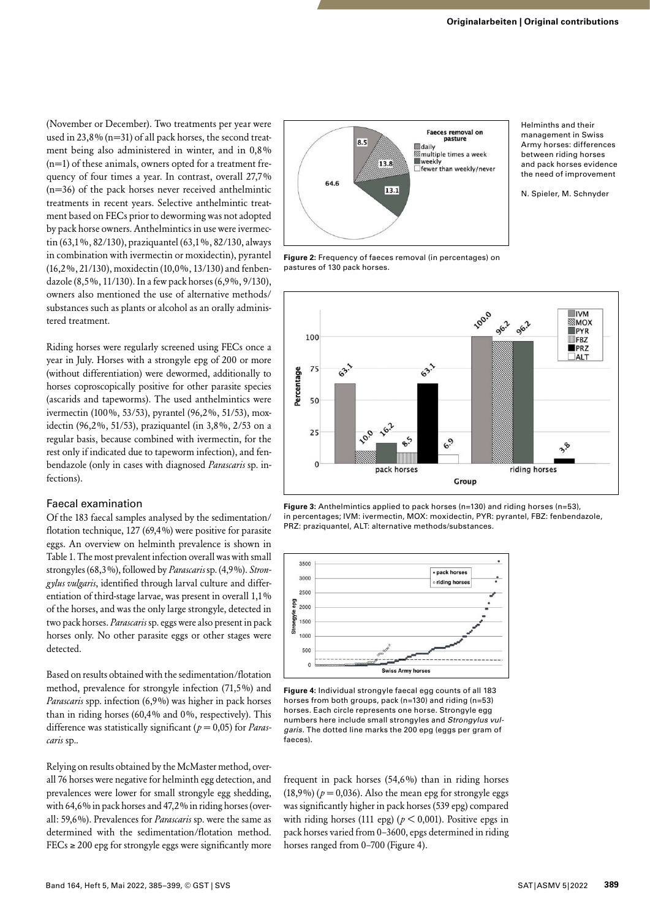(November or December). Two treatments per year were used in 23,8% (n=31) of all pack horses, the second treatment being also administered in winter, and in 0,8% (n=1) of these animals, owners opted for a treatment frequency of four times a year. In contrast, overall 27,7% (n=36) of the pack horses never received anthelmintic treatments in recent years. Selective anthelmintic treatment based on FECs prior to deworming was not adopted by pack horse owners. Anthelmintics in use were ivermectin (63,1%, 82/130), praziquantel (63,1%, 82/130, always in combination with ivermectin or moxidectin), pyrantel (16,2%, 21/130), moxidectin (10,0%, 13/130) and fenbendazole (8,5%, 11/130). In a few pack horses (6,9%, 9/130), owners also mentioned the use of alternative methods/substances such as plants or alcohol as an orally administered treatment.

Riding horses were regularly screened using FECs once a year in July. Horses with a strongyle epg of 200 or more (without differentiation) were dewormed, additionally to horses coproscopically positive for other parasite species (ascarids and tapeworms). The used anthelmintics were ivermectin (100%, 53/53), pyrantel (96,2%, 51/53), moxidectin (96,2%, 51/53), praziquantel (in 3,8%, 2/53 on a regular basis, because combined with ivermectin, for the rest only if indicated due to tapeworm infection), and fenbendazole (only in cases with diagnosed *Parascaris* sp. infections).

## Faecal examination

Of the 183 faecal samples analysed by the sedimentation/flotation technique, 127 (69,4%) were positive for parasite eggs. An overview on helminth prevalence is shown in Table 1. The most prevalent infection overall was with small strongyles (68,3%), followed by *Parascaris* sp. (4,9%). *Strongylus vulgaris*, identified through larval culture and differentiation of third-stage larvae, was present in overall 1,1% of the horses, and was the only large strongyle, detected in two pack horses. *Parascaris* sp. eggs were also present in pack horses only. No other parasite eggs or other stages were detected.

Based on results obtained with the sedimentation/flotation method, prevalence for strongyle infection (71,5%) and *Parascaris* spp. infection (6,9%) was higher in pack horses than in riding horses (60,4% and 0%, respectively). This difference was statistically significant ($p = 0,05$) for *Parascaris* sp..

Relying on results obtained by the McMaster method, overall 76 horses were negative for helminth egg detection, and prevalences were lower for small strongyle egg shedding, with 64,6% in pack horses and 47,2% in riding horses (overall: 59,6%). Prevalences for *Parascaris* sp. were the same as determined with the sedimentation/flotation method. FECs ≥ 200 epg for strongyle eggs were significantly more frequent in pack horses (54,6%) than in riding horses (18,9%) ($p = 0,036$). Also the mean epg for strongyle eggs was significantly higher in pack horses (539 epg) compared with riding horses (111 epg) ($p < 0,001$). Positive epgs in pack horses varied from 0–3600, epgs determined in riding horses ranged from 0–700 (Figure 4).

**Figure 2:** Frequency of faeces removal (in percentages) on pastures of 130 pack horses.

**Figure 3:** Anthelmintics applied to pack horses (n=130) and riding horses (n=53), in percentages; IVM: ivermectin, MOX: moxidectin, PYR: pyrantel, FBZ: fenbendazole, PRZ: praziquantel, ALT: alternative methods/substances.

**Figure 4:** Individual strongyle faecal egg counts of all 183 horses from both groups, pack (n=130) and riding (n=53) horses. Each circle represents one horse. Strongyle egg numbers here include small strongyles and *Strongylus vulgaris*. The dotted line marks the 200 epg (eggs per gram of faeces).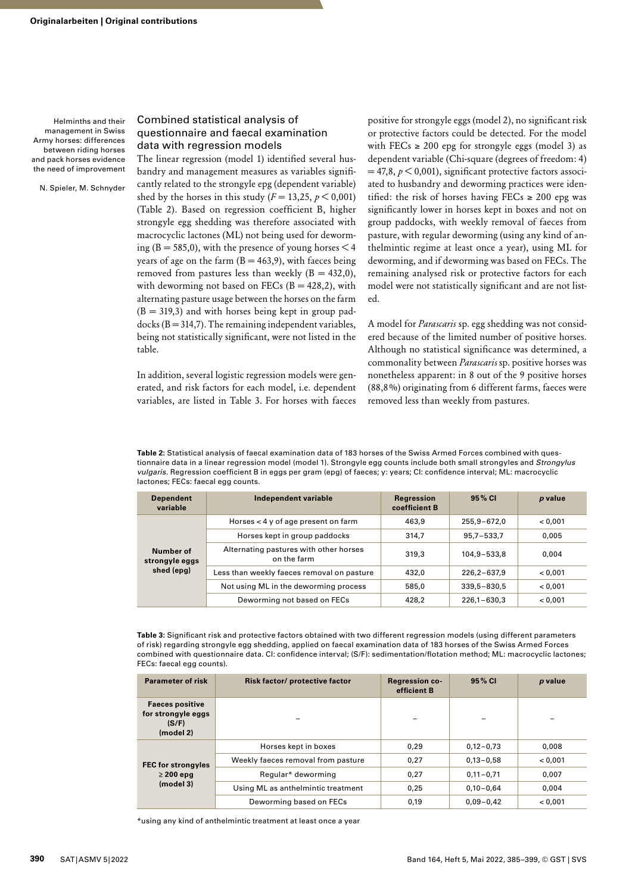## Combined statistical analysis of questionnaire and faecal examination data with regression models

The linear regression (model 1) identified several husbandry and management measures as variables significantly related to the strongyle epg (dependent variable) shed by the horses in this study ($F = 13{,}25$, $p < 0{,}001$) (Table 2). Based on regression coefficient B, higher strongyle egg shedding was therefore associated with macrocyclic lactones (ML) not being used for deworming (B = 585,0), with the presence of young horses < 4 years of age on the farm (B = 463,9), with faeces being removed from pastures less than weekly (B = 432,0), with deworming not based on FECs (B = 428,2), with alternating pasture usage between the horses on the farm (B = 319,3) and with horses being kept in group paddocks (B = 314,7). The remaining independent variables, being not statistically significant, were not listed in the table.

In addition, several logistic regression models were generated, and risk factors for each model, i.e. dependent variables, are listed in Table 3. For horses with faeces positive for strongyle eggs (model 2), no significant risk or protective factors could be detected. For the model with FECs ≥ 200 epg for strongyle eggs (model 3) as dependent variable (Chi-square (degrees of freedom: 4) = 47,8, $p < 0{,}001$), significant protective factors associated to husbandry and deworming practices were identified: the risk of horses having FECs ≥ 200 epg was significantly lower in horses kept in boxes and not on group paddocks, with weekly removal of faeces from pasture, with regular deworming (using any kind of anthelmintic regime at least once a year), using ML for deworming, and if deworming was based on FECs. The remaining analysed risk or protective factors for each model were not statistically significant and are not listed.

A model for *Parascaris* sp. egg shedding was not considered because of the limited number of positive horses. Although no statistical significance was determined, a commonality between *Parascaris* sp. positive horses was nonetheless apparent: in 8 out of the 9 positive horses (88,8 %) originating from 6 different farms, faeces were removed less than weekly from pastures.

**Table 2:** Statistical analysis of faecal examination data of 183 horses of the Swiss Armed Forces combined with questionnaire data in a linear regression model (model 1). Strongyle egg counts include both small strongyles and *Strongylus vulgaris*. Regression coefficient B in eggs per gram (epg) of faeces; y: years; CI: confidence interval; ML: macrocyclic lactones; FECs: faecal egg counts.

| Dependent variable | Independent variable | Regression coefficient B | 95 % CI | *p* value |
|---|---|---|---|---|
| Number of strongyle eggs shed (epg) | Horses < 4 y of age present on farm | 463,9 | 255,9–672,0 | < 0,001 |
| | Horses kept in group paddocks | 314,7 | 95,7–533,7 | 0,005 |
| | Alternating pastures with other horses on the farm | 319,3 | 104,9–533,8 | 0,004 |
| | Less than weekly faeces removal on pasture | 432,0 | 226,2–637,9 | < 0,001 |
| | Not using ML in the deworming process | 585,0 | 339,5–830,5 | < 0,001 |
| | Deworming not based on FECs | 428,2 | 226,1–630,3 | < 0,001 |

**Table 3:** Significant risk and protective factors obtained with two different regression models (using different parameters of risk) regarding strongyle egg shedding, applied on faecal examination data of 183 horses of the Swiss Armed Forces combined with questionnaire data. CI: confidence interval; (S/F): sedimentation/flotation method; ML: macrocyclic lactones; FECs: faecal egg counts).

| Parameter of risk | Risk factor/ protective factor | Regression coefficient B | 95 % CI | *p* value |
|---|---|---|---|---|
| Faeces positive for strongyle eggs (S/F) (model 2) | – | – | – | – |
| FEC for strongyles ≥ 200 epg (model 3) | Horses kept in boxes | 0,29 | 0,12–0,73 | 0,008 |
| | Weekly faeces removal from pasture | 0,27 | 0,13–0,58 | < 0,001 |
| | Regular* deworming | 0,27 | 0,11–0,71 | 0,007 |
| | Using ML as anthelmintic treatment | 0,25 | 0,10–0,64 | 0,004 |
| | Deworming based on FECs | 0,19 | 0,09–0,42 | < 0,001 |

*using any kind of anthelmintic treatment at least once a year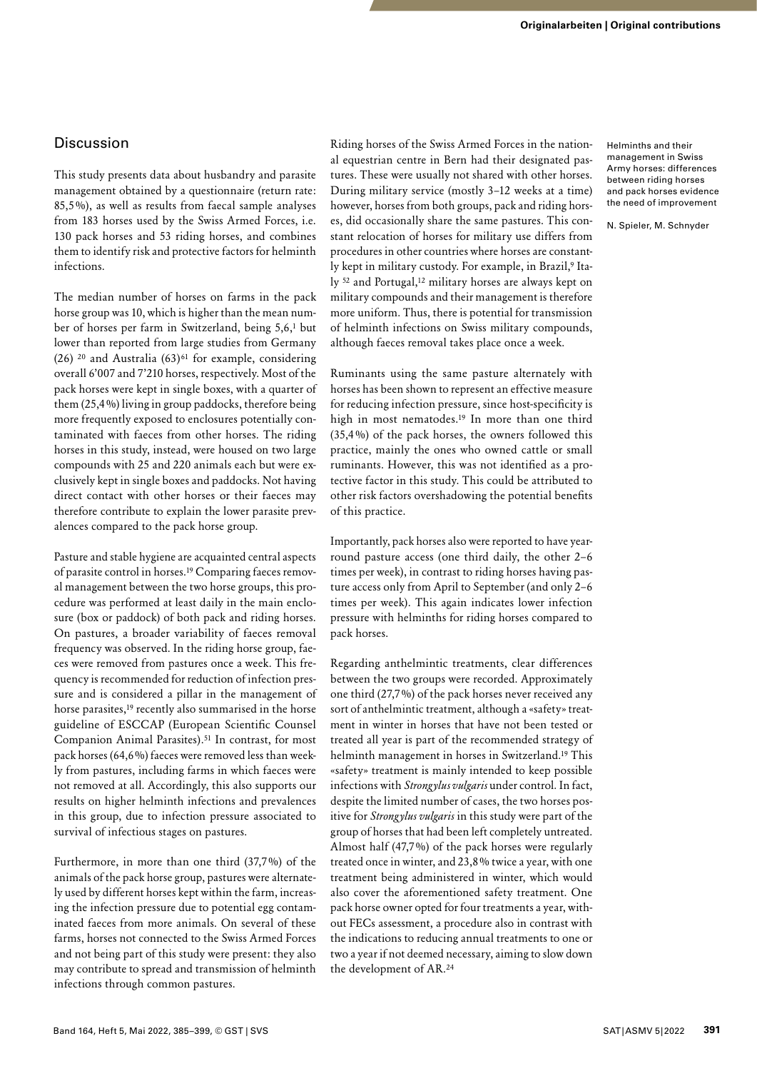## Discussion

This study presents data about husbandry and parasite management obtained by a questionnaire (return rate: 85,5%), as well as results from faecal sample analyses from 183 horses used by the Swiss Armed Forces, i.e. 130 pack horses and 53 riding horses, and combines them to identify risk and protective factors for helminth infections.

The median number of horses on farms in the pack horse group was 10, which is higher than the mean number of horses per farm in Switzerland, being 5,6,[1] but lower than reported from large studies from Germany (26) [20] and Australia (63)[61] for example, considering overall 6'007 and 7'210 horses, respectively. Most of the pack horses were kept in single boxes, with a quarter of them (25,4%) living in group paddocks, therefore being more frequently exposed to enclosures potentially contaminated with faeces from other horses. The riding horses in this study, instead, were housed on two large compounds with 25 and 220 animals each but were exclusively kept in single boxes and paddocks. Not having direct contact with other horses or their faeces may therefore contribute to explain the lower parasite prevalences compared to the pack horse group.

Pasture and stable hygiene are acquainted central aspects of parasite control in horses.[19] Comparing faeces removal management between the two horse groups, this procedure was performed at least daily in the main enclosure (box or paddock) of both pack and riding horses. On pastures, a broader variability of faeces removal frequency was observed. In the riding horse group, faeces were removed from pastures once a week. This frequency is recommended for reduction of infection pressure and is considered a pillar in the management of horse parasites,[19] recently also summarised in the horse guideline of ESCCAP (European Scientific Counsel Companion Animal Parasites).[51] In contrast, for most pack horses (64,6%) faeces were removed less than weekly from pastures, including farms in which faeces were not removed at all. Accordingly, this also supports our results on higher helminth infections and prevalences in this group, due to infection pressure associated to survival of infectious stages on pastures.

Furthermore, in more than one third (37,7%) of the animals of the pack horse group, pastures were alternately used by different horses kept within the farm, increasing the infection pressure due to potential egg contaminated faeces from more animals. On several of these farms, horses not connected to the Swiss Armed Forces and not being part of this study were present: they also may contribute to spread and transmission of helminth infections through common pastures.

Riding horses of the Swiss Armed Forces in the national equestrian centre in Bern had their designated pastures. These were usually not shared with other horses. During military service (mostly 3–12 weeks at a time) however, horses from both groups, pack and riding horses, did occasionally share the same pastures. This constant relocation of horses for military use differs from procedures in other countries where horses are constantly kept in military custody. For example, in Brazil,[9] Italy [52] and Portugal,[12] military horses are always kept on military compounds and their management is therefore more uniform. Thus, there is potential for transmission of helminth infections on Swiss military compounds, although faeces removal takes place once a week.

Ruminants using the same pasture alternately with horses has been shown to represent an effective measure for reducing infection pressure, since host-specificity is high in most nematodes.[19] In more than one third (35,4%) of the pack horses, the owners followed this practice, mainly the ones who owned cattle or small ruminants. However, this was not identified as a protective factor in this study. This could be attributed to other risk factors overshadowing the potential benefits of this practice.

Importantly, pack horses also were reported to have year-round pasture access (one third daily, the other 2–6 times per week), in contrast to riding horses having pasture access only from April to September (and only 2–6 times per week). This again indicates lower infection pressure with helminths for riding horses compared to pack horses.

Regarding anthelmintic treatments, clear differences between the two groups were recorded. Approximately one third (27,7%) of the pack horses never received any sort of anthelmintic treatment, although a «safety» treatment in winter in horses that have not been tested or treated all year is part of the recommended strategy of helminth management in horses in Switzerland.[19] This «safety» treatment is mainly intended to keep possible infections with *Strongylus vulgaris* under control. In fact, despite the limited number of cases, the two horses positive for *Strongylus vulgaris* in this study were part of the group of horses that had been left completely untreated. Almost half (47,7%) of the pack horses were regularly treated once in winter, and 23,8% twice a year, with one treatment being administered in winter, which would also cover the aforementioned safety treatment. One pack horse owner opted for four treatments a year, without FECs assessment, a procedure also in contrast with the indications to reducing annual treatments to one or two a year if not deemed necessary, aiming to slow down the development of AR.[24]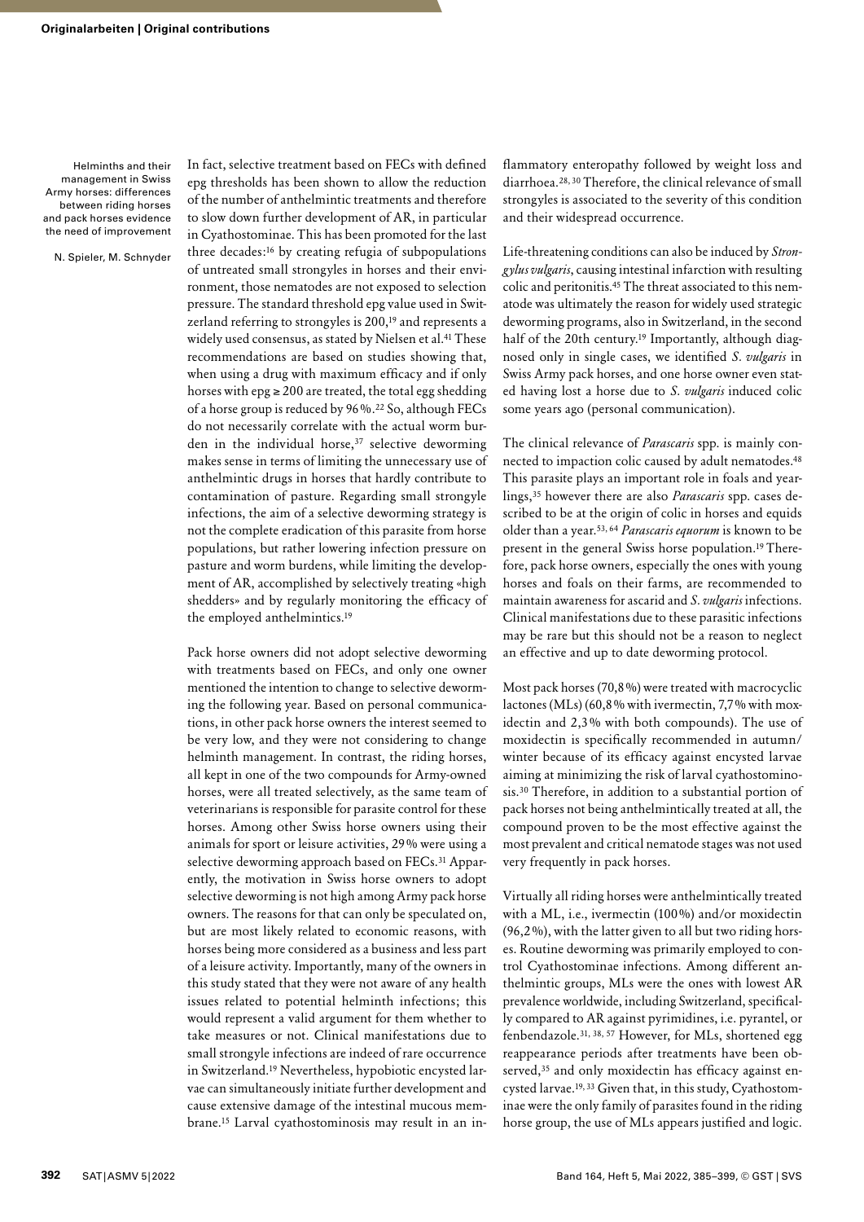In fact, selective treatment based on FECs with defined epg thresholds has been shown to allow the reduction of the number of anthelmintic treatments and therefore to slow down further development of AR, in particular in Cyathostominae. This has been promoted for the last three decades:[16] by creating refugia of subpopulations of untreated small strongyles in horses and their environment, those nematodes are not exposed to selection pressure. The standard threshold epg value used in Switzerland referring to strongyles is 200,[19] and represents a widely used consensus, as stated by Nielsen et al.[41] These recommendations are based on studies showing that, when using a drug with maximum efficacy and if only horses with epg ≥ 200 are treated, the total egg shedding of a horse group is reduced by 96 %.[22] So, although FECs do not necessarily correlate with the actual worm burden in the individual horse,[37] selective deworming makes sense in terms of limiting the unnecessary use of anthelmintic drugs in horses that hardly contribute to contamination of pasture. Regarding small strongyle infections, the aim of a selective deworming strategy is not the complete eradication of this parasite from horse populations, but rather lowering infection pressure on pasture and worm burdens, while limiting the development of AR, accomplished by selectively treating «high shedders» and by regularly monitoring the efficacy of the employed anthelmintics.[19]

Pack horse owners did not adopt selective deworming with treatments based on FECs, and only one owner mentioned the intention to change to selective deworming the following year. Based on personal communications, in other pack horse owners the interest seemed to be very low, and they were not considering to change helminth management. In contrast, the riding horses, all kept in one of the two compounds for Army-owned horses, were all treated selectively, as the same team of veterinarians is responsible for parasite control for these horses. Among other Swiss horse owners using their animals for sport or leisure activities, 29 % were using a selective deworming approach based on FECs.[31] Apparently, the motivation in Swiss horse owners to adopt selective deworming is not high among Army pack horse owners. The reasons for that can only be speculated on, but are most likely related to economic reasons, with horses being more considered as a business and less part of a leisure activity. Importantly, many of the owners in this study stated that they were not aware of any health issues related to potential helminth infections; this would represent a valid argument for them whether to take measures or not. Clinical manifestations due to small strongyle infections are indeed of rare occurrence in Switzerland.[19] Nevertheless, hypobiotic encysted larvae can simultaneously initiate further development and cause extensive damage of the intestinal mucous membrane.[15] Larval cyathostominosis may result in an inflammatory enteropathy followed by weight loss and diarrhoea.[28, 30] Therefore, the clinical relevance of small strongyles is associated to the severity of this condition and their widespread occurrence.

Life-threatening conditions can also be induced by *Strongylus vulgaris*, causing intestinal infarction with resulting colic and peritonitis.[45] The threat associated to this nematode was ultimately the reason for widely used strategic deworming programs, also in Switzerland, in the second half of the 20th century.[19] Importantly, although diagnosed only in single cases, we identified *S. vulgaris* in Swiss Army pack horses, and one horse owner even stated having lost a horse due to *S. vulgaris* induced colic some years ago (personal communication).

The clinical relevance of *Parascaris* spp. is mainly connected to impaction colic caused by adult nematodes.[48] This parasite plays an important role in foals and yearlings,[35] however there are also *Parascaris* spp. cases described to be at the origin of colic in horses and equids older than a year.[53, 64] *Parascaris equorum* is known to be present in the general Swiss horse population.[19] Therefore, pack horse owners, especially the ones with young horses and foals on their farms, are recommended to maintain awareness for ascarid and *S. vulgaris* infections. Clinical manifestations due to these parasitic infections may be rare but this should not be a reason to neglect an effective and up to date deworming protocol.

Most pack horses (70,8 %) were treated with macrocyclic lactones (MLs) (60,8 % with ivermectin, 7,7 % with moxidectin and 2,3 % with both compounds). The use of moxidectin is specifically recommended in autumn/winter because of its efficacy against encysted larvae aiming at minimizing the risk of larval cyathostominosis.[30] Therefore, in addition to a substantial portion of pack horses not being anthelmintically treated at all, the compound proven to be the most effective against the most prevalent and critical nematode stages was not used very frequently in pack horses.

Virtually all riding horses were anthelmintically treated with a ML, i.e., ivermectin (100 %) and/or moxidectin (96,2 %), with the latter given to all but two riding horses. Routine deworming was primarily employed to control Cyathostominae infections. Among different anthelmintic groups, MLs were the ones with lowest AR prevalence worldwide, including Switzerland, specifically compared to AR against pyrimidines, i.e. pyrantel, or fenbendazole.[31, 38, 57] However, for MLs, shortened egg reappearance periods after treatments have been observed,[35] and only moxidectin has efficacy against encysted larvae.[19, 33] Given that, in this study, Cyathostominae were the only family of parasites found in the riding horse group, the use of MLs appears justified and logic.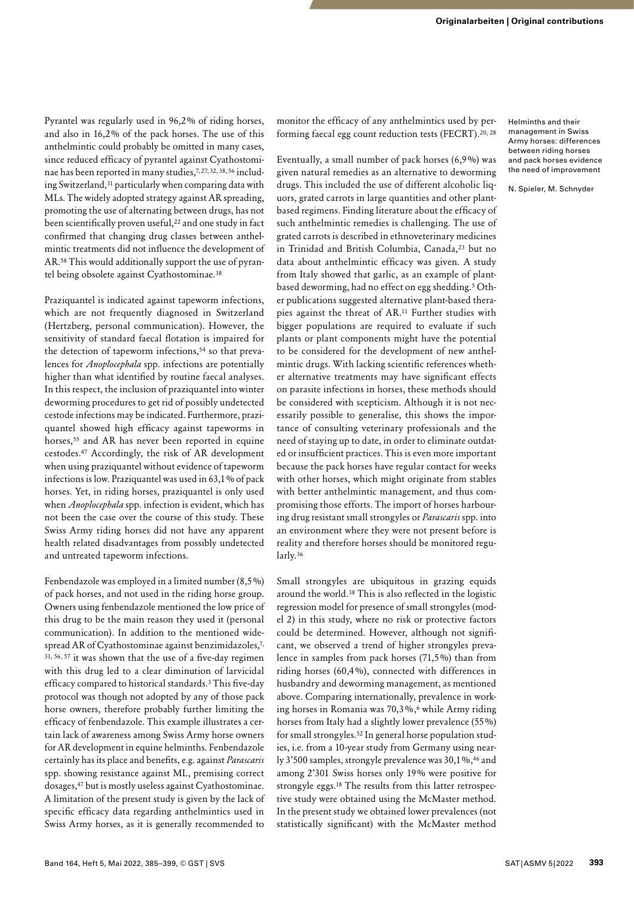Pyrantel was regularly used in 96,2% of riding horses, and also in 16,2% of the pack horses. The use of this anthelmintic could probably be omitted in many cases, since reduced efficacy of pyrantel against Cyathostominae has been reported in many studies,[7, 27, 32, 38, 56] including Switzerland,[31] particularly when comparing data with MLs. The widely adopted strategy against AR spreading, promoting the use of alternating between drugs, has not been scientifically proven useful,[22] and one study in fact confirmed that changing drug classes between anthelmintic treatments did not influence the development of AR.[58] This would additionally support the use of pyrantel being obsolete against Cyathostominae.[38]

Praziquantel is indicated against tapeworm infections, which are not frequently diagnosed in Switzerland (Hertzberg, personal communication). However, the sensitivity of standard faecal flotation is impaired for the detection of tapeworm infections,[54] so that prevalences for *Anoplocephala* spp. infections are potentially higher than what identified by routine faecal analyses. In this respect, the inclusion of praziquantel into winter deworming procedures to get rid of possibly undetected cestode infections may be indicated. Furthermore, praziquantel showed high efficacy against tapeworms in horses,[55] and AR has never been reported in equine cestodes.[47] Accordingly, the risk of AR development when using praziquantel without evidence of tapeworm infections is low. Praziquantel was used in 63,1% of pack horses. Yet, in riding horses, praziquantel is only used when *Anoplocephala* spp. infection is evident, which has not been the case over the course of this study. These Swiss Army riding horses did not have any apparent health related disadvantages from possibly undetected and untreated tapeworm infections.

Fenbendazole was employed in a limited number (8,5%) of pack horses, and not used in the riding horse group. Owners using fenbendazole mentioned the low price of this drug to be the main reason they used it (personal communication). In addition to the mentioned widespread AR of Cyathostominae against benzimidazoles,[7, 31, 56, 57] it was shown that the use of a five-day regimen with this drug led to a clear diminution of larvicidal efficacy compared to historical standards.[3] This five-day protocol was though not adopted by any of those pack horse owners, therefore probably further limiting the efficacy of fenbendazole. This example illustrates a certain lack of awareness among Swiss Army horse owners for AR development in equine helminths. Fenbendazole certainly has its place and benefits, e.g. against *Parascaris* spp. showing resistance against ML, premising correct dosages,[47] but is mostly useless against Cyathostominae. A limitation of the present study is given by the lack of specific efficacy data regarding anthelmintics used in Swiss Army horses, as it is generally recommended to monitor the efficacy of any anthelmintics used by performing faecal egg count reduction tests (FECRT).[20, 28]

Eventually, a small number of pack horses (6,9%) was given natural remedies as an alternative to deworming drugs. This included the use of different alcoholic liquors, grated carrots in large quantities and other plant-based regimens. Finding literature about the efficacy of such anthelmintic remedies is challenging. The use of grated carrots is described in ethnoveterinary medicines in Trinidad and British Columbia, Canada,[23] but no data about anthelmintic efficacy was given. A study from Italy showed that garlic, as an example of plant-based deworming, had no effect on egg shedding.[5] Other publications suggested alternative plant-based therapies against the threat of AR.[11] Further studies with bigger populations are required to evaluate if such plants or plant components might have the potential to be considered for the development of new anthelmintic drugs. With lacking scientific references whether alternative treatments may have significant effects on parasite infections in horses, these methods should be considered with scepticism. Although it is not necessarily possible to generalise, this shows the importance of consulting veterinary professionals and the need of staying up to date, in order to eliminate outdated or insufficient practices. This is even more important because the pack horses have regular contact for weeks with other horses, which might originate from stables with better anthelmintic management, and thus compromising those efforts. The import of horses harbouring drug resistant small strongyles or *Parascaris* spp. into an environment where they were not present before is reality and therefore horses should be monitored regularly.[36]

Small strongyles are ubiquitous in grazing equids around the world.[38] This is also reflected in the logistic regression model for presence of small strongyles (model 2) in this study, where no risk or protective factors could be determined. However, although not significant, we observed a trend of higher strongyles prevalence in samples from pack horses (71,5%) than from riding horses (60,4%), connected with differences in husbandry and deworming management, as mentioned above. Comparing internationally, prevalence in working horses in Romania was 70,3%,[6] while Army riding horses from Italy had a slightly lower prevalence (55%) for small strongyles.[52] In general horse population studies, i.e. from a 10-year study from Germany using nearly 3'500 samples, strongyle prevalence was 30,1%,[46] and among 2'301 Swiss horses only 19% were positive for strongyle eggs.[18] The results from this latter retrospective study were obtained using the McMaster method. In the present study we obtained lower prevalences (not statistically significant) with the McMaster method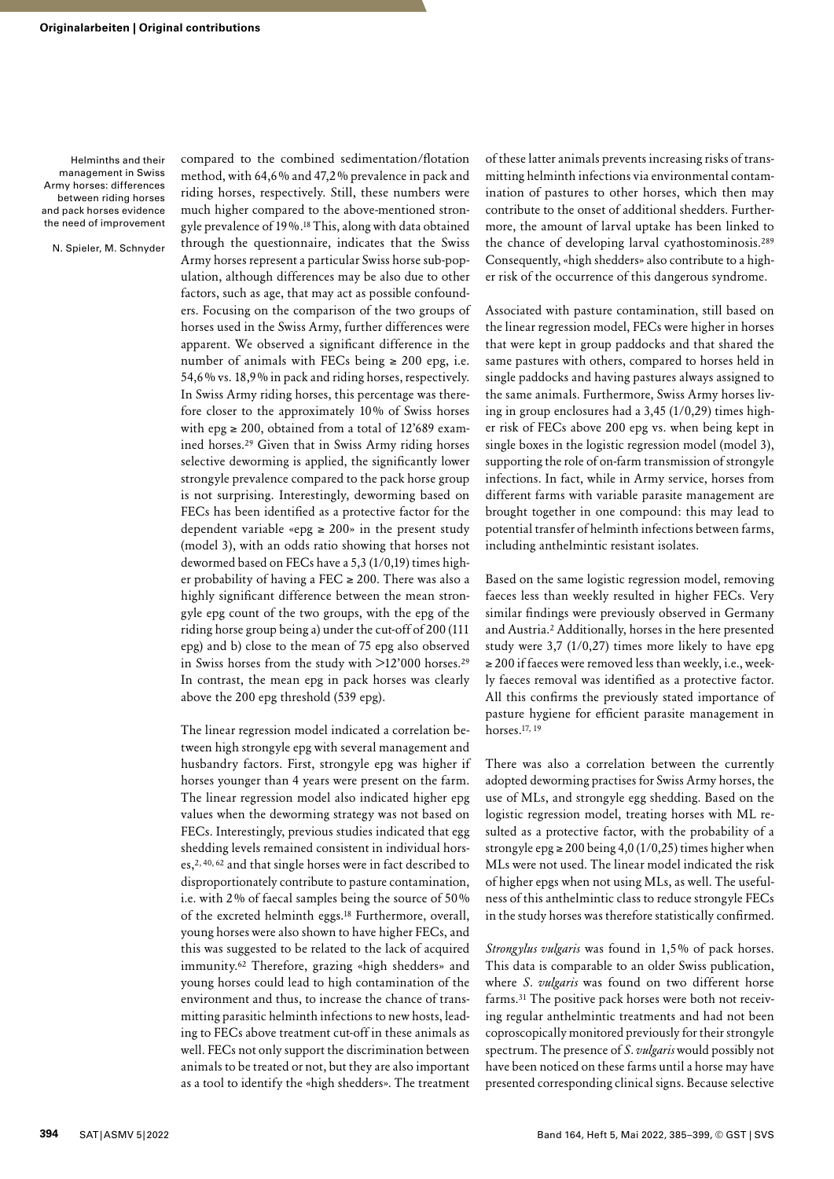compared to the combined sedimentation/flotation method, with 64,6% and 47,2% prevalence in pack and riding horses, respectively. Still, these numbers were much higher compared to the above-mentioned strongyle prevalence of 19%.[18] This, along with data obtained through the questionnaire, indicates that the Swiss Army horses represent a particular Swiss horse sub-population, although differences may be also due to other factors, such as age, that may act as possible confounders. Focusing on the comparison of the two groups of horses used in the Swiss Army, further differences were apparent. We observed a significant difference in the number of animals with FECs being ≥ 200 epg, i.e. 54,6% vs. 18,9% in pack and riding horses, respectively. In Swiss Army riding horses, this percentage was therefore closer to the approximately 10% of Swiss horses with epg ≥ 200, obtained from a total of 12'689 examined horses.[29] Given that in Swiss Army riding horses selective deworming is applied, the significantly lower strongyle prevalence compared to the pack horse group is not surprising. Interestingly, deworming based on FECs has been identified as a protective factor for the dependent variable «epg ≥ 200» in the present study (model 3), with an odds ratio showing that horses not dewormed based on FECs have a 5,3 (1/0,19) times higher probability of having a FEC ≥ 200. There was also a highly significant difference between the mean strongyle epg count of the two groups, with the epg of the riding horse group being a) under the cut-off of 200 (111 epg) and b) close to the mean of 75 epg also observed in Swiss horses from the study with >12'000 horses.[29] In contrast, the mean epg in pack horses was clearly above the 200 epg threshold (539 epg).

The linear regression model indicated a correlation between high strongyle epg with several management and husbandry factors. First, strongyle epg was higher if horses younger than 4 years were present on the farm. The linear regression model also indicated higher epg values when the deworming strategy was not based on FECs. Interestingly, previous studies indicated that egg shedding levels remained consistent in individual horses,[2, 40, 62] and that single horses were in fact described to disproportionately contribute to pasture contamination, i.e. with 2% of faecal samples being the source of 50% of the excreted helminth eggs.[18] Furthermore, overall, young horses were also shown to have higher FECs, and this was suggested to be related to the lack of acquired immunity.[62] Therefore, grazing «high shedders» and young horses could lead to high contamination of the environment and thus, to increase the chance of transmitting parasitic helminth infections to new hosts, leading to FECs above treatment cut-off in these animals as well. FECs not only support the discrimination between animals to be treated or not, but they are also important as a tool to identify the «high shedders». The treatment of these latter animals prevents increasing risks of transmitting helminth infections via environmental contamination of pastures to other horses, which then may contribute to the onset of additional shedders. Furthermore, the amount of larval uptake has been linked to the chance of developing larval cyathostominosis.[289] Consequently, «high shedders» also contribute to a higher risk of the occurrence of this dangerous syndrome.

Associated with pasture contamination, still based on the linear regression model, FECs were higher in horses that were kept in group paddocks and that shared the same pastures with others, compared to horses held in single paddocks and having pastures always assigned to the same animals. Furthermore, Swiss Army horses living in group enclosures had a 3,45 (1/0,29) times higher risk of FECs above 200 epg vs. when being kept in single boxes in the logistic regression model (model 3), supporting the role of on-farm transmission of strongyle infections. In fact, while in Army service, horses from different farms with variable parasite management are brought together in one compound: this may lead to potential transfer of helminth infections between farms, including anthelmintic resistant isolates.

Based on the same logistic regression model, removing faeces less than weekly resulted in higher FECs. Very similar findings were previously observed in Germany and Austria.[2] Additionally, horses in the here presented study were 3,7 (1/0,27) times more likely to have epg ≥ 200 if faeces were removed less than weekly, i.e., weekly faeces removal was identified as a protective factor. All this confirms the previously stated importance of pasture hygiene for efficient parasite management in horses.[17, 19]

There was also a correlation between the currently adopted deworming practises for Swiss Army horses, the use of MLs, and strongyle egg shedding. Based on the logistic regression model, treating horses with ML resulted as a protective factor, with the probability of a strongyle epg ≥ 200 being 4,0 (1/0,25) times higher when MLs were not used. The linear model indicated the risk of higher epgs when not using MLs, as well. The usefulness of this anthelmintic class to reduce strongyle FECs in the study horses was therefore statistically confirmed.

*Strongylus vulgaris* was found in 1,5% of pack horses. This data is comparable to an older Swiss publication, where *S. vulgaris* was found on two different horse farms.[31] The positive pack horses were both not receiving regular anthelmintic treatments and had not been coproscopically monitored previously for their strongyle spectrum. The presence of *S. vulgaris* would possibly not have been noticed on these farms until a horse may have presented corresponding clinical signs. Because selective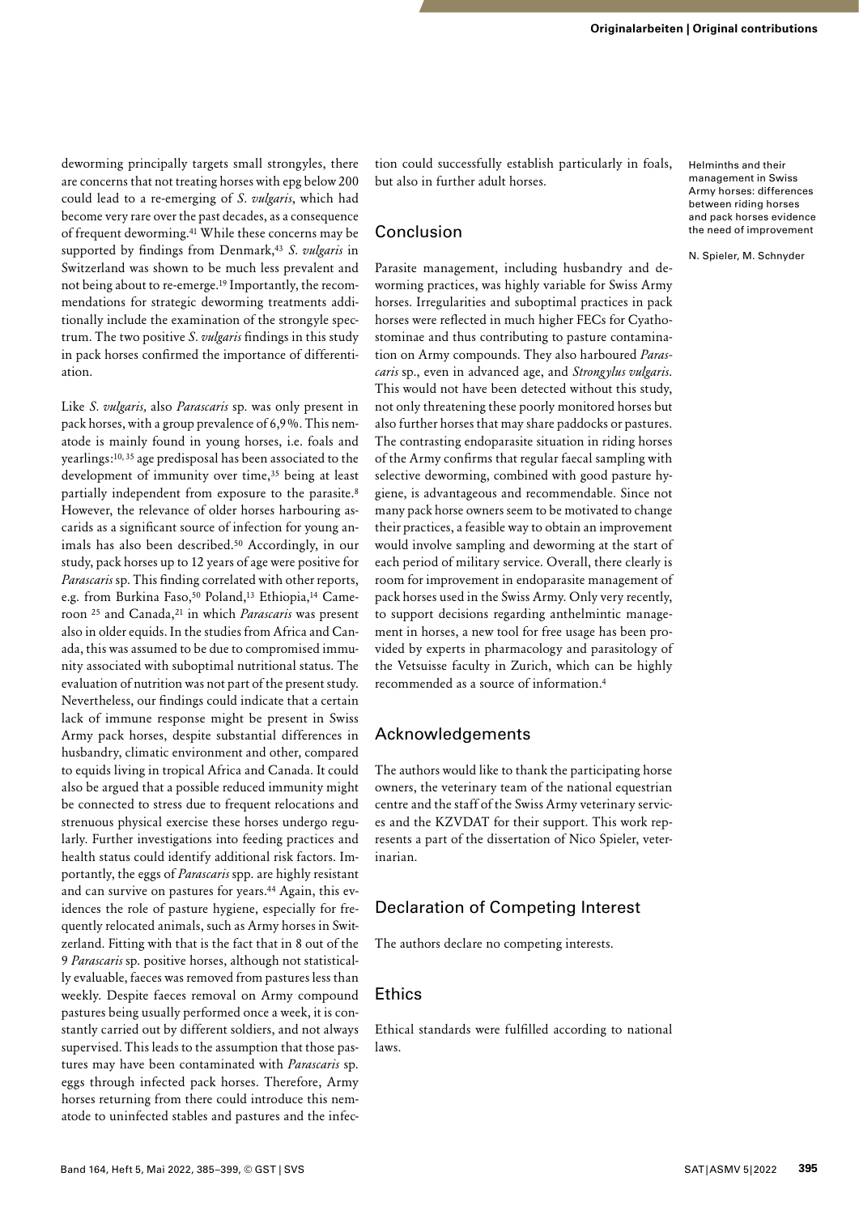deworming principally targets small strongyles, there are concerns that not treating horses with epg below 200 could lead to a re-emerging of *S. vulgaris*, which had become very rare over the past decades, as a consequence of frequent deworming.[41] While these concerns may be supported by findings from Denmark,[43] *S. vulgaris* in Switzerland was shown to be much less prevalent and not being about to re-emerge.[19] Importantly, the recommendations for strategic deworming treatments additionally include the examination of the strongyle spectrum. The two positive *S. vulgaris* findings in this study in pack horses confirmed the importance of differentiation.

Like *S. vulgaris*, also *Parascaris* sp. was only present in pack horses, with a group prevalence of 6,9 %. This nematode is mainly found in young horses, i.e. foals and yearlings:[10, 35] age predisposal has been associated to the development of immunity over time,[35] being at least partially independent from exposure to the parasite.[8] However, the relevance of older horses harbouring ascarids as a significant source of infection for young animals has also been described.[50] Accordingly, in our study, pack horses up to 12 years of age were positive for *Parascaris* sp. This finding correlated with other reports, e.g. from Burkina Faso,[50] Poland,[13] Ethiopia,[14] Cameroon [25] and Canada,[21] in which *Parascaris* was present also in older equids. In the studies from Africa and Canada, this was assumed to be due to compromised immunity associated with suboptimal nutritional status. The evaluation of nutrition was not part of the present study. Nevertheless, our findings could indicate that a certain lack of immune response might be present in Swiss Army pack horses, despite substantial differences in husbandry, climatic environment and other, compared to equids living in tropical Africa and Canada. It could also be argued that a possible reduced immunity might be connected to stress due to frequent relocations and strenuous physical exercise these horses undergo regularly. Further investigations into feeding practices and health status could identify additional risk factors. Importantly, the eggs of *Parascaris* spp. are highly resistant and can survive on pastures for years.[44] Again, this evidences the role of pasture hygiene, especially for frequently relocated animals, such as Army horses in Switzerland. Fitting with that is the fact that in 8 out of the 9 *Parascaris* sp. positive horses, although not statistically evaluable, faeces was removed from pastures less than weekly. Despite faeces removal on Army compound pastures being usually performed once a week, it is constantly carried out by different soldiers, and not always supervised. This leads to the assumption that those pastures may have been contaminated with *Parascaris* sp. eggs through infected pack horses. Therefore, Army horses returning from there could introduce this nematode to uninfected stables and pastures and the infection could successfully establish particularly in foals, but also in further adult horses.

## Conclusion

Parasite management, including husbandry and deworming practices, was highly variable for Swiss Army horses. Irregularities and suboptimal practices in pack horses were reflected in much higher FECs for Cyathostominae and thus contributing to pasture contamination on Army compounds. They also harboured *Parascaris* sp., even in advanced age, and *Strongylus vulgaris*. This would not have been detected without this study, not only threatening these poorly monitored horses but also further horses that may share paddocks or pastures. The contrasting endoparasite situation in riding horses of the Army confirms that regular faecal sampling with selective deworming, combined with good pasture hygiene, is advantageous and recommendable. Since not many pack horse owners seem to be motivated to change their practices, a feasible way to obtain an improvement would involve sampling and deworming at the start of each period of military service. Overall, there clearly is room for improvement in endoparasite management of pack horses used in the Swiss Army. Only very recently, to support decisions regarding anthelmintic management in horses, a new tool for free usage has been provided by experts in pharmacology and parasitology of the Vetsuisse faculty in Zurich, which can be highly recommended as a source of information.[4]

## Acknowledgements

The authors would like to thank the participating horse owners, the veterinary team of the national equestrian centre and the staff of the Swiss Army veterinary services and the KZVDAT for their support. This work represents a part of the dissertation of Nico Spieler, veterinarian.

## Declaration of Competing Interest

The authors declare no competing interests.

## Ethics

Ethical standards were fulfilled according to national laws.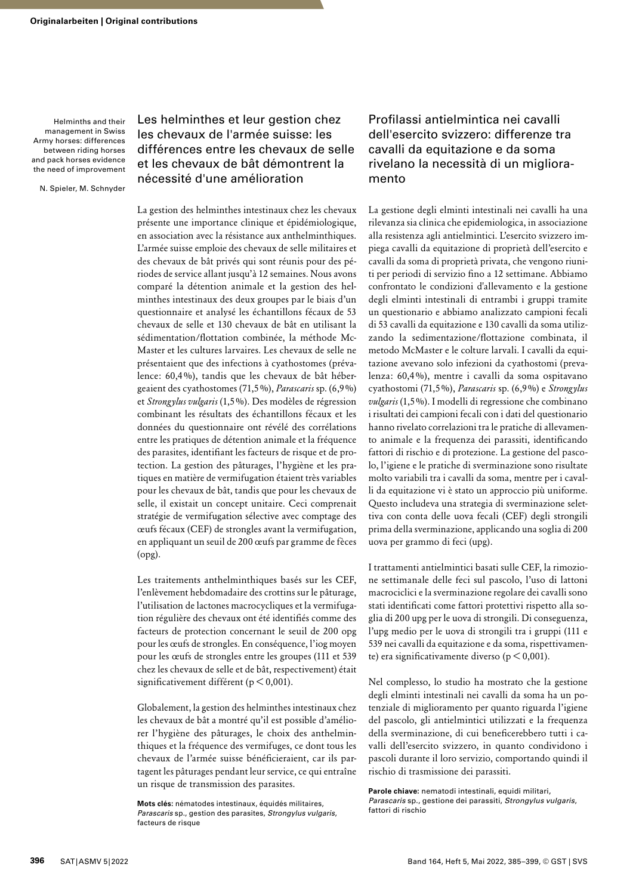Helminths and their management in Swiss Army horses: differences between riding horses and pack horses evidence the need of improvement

N. Spieler, M. Schnyder

## Les helminthes et leur gestion chez les chevaux de l'armée suisse: les différences entre les chevaux de selle et les chevaux de bât démontrent la nécessité d'une amélioration

La gestion des helminthes intestinaux chez les chevaux présente une importance clinique et épidémiologique, en association avec la résistance aux anthelminthiques. L'armée suisse emploie des chevaux de selle militaires et des chevaux de bât privés qui sont réunis pour des périodes de service allant jusqu'à 12 semaines. Nous avons comparé la détention animale et la gestion des helminthes intestinaux des deux groupes par le biais d'un questionnaire et analysé les échantillons fécaux de 53 chevaux de selle et 130 chevaux de bât en utilisant la sédimentation/flottation combinée, la méthode McMaster et les cultures larvaires. Les chevaux de selle ne présentaient que des infections à cyathostomes (prévalence: 60,4%), tandis que les chevaux de bât hébergeaient des cyathostomes (71,5%), *Parascaris* sp. (6,9%) et *Strongylus vulgaris* (1,5%). Des modèles de régression combinant les résultats des échantillons fécaux et les données du questionnaire ont révélé des corrélations entre les pratiques de détention animale et la fréquence des parasites, identifiant les facteurs de risque et de protection. La gestion des pâturages, l'hygiène et les pratiques en matière de vermifugation étaient très variables pour les chevaux de bât, tandis que pour les chevaux de selle, il existait un concept unitaire. Ceci comprenait stratégie de vermifugation sélective avec comptage des œufs fécaux (CEF) de strongles avant la vermifugation, en appliquant un seuil de 200 œufs par gramme de fèces (opg).

Les traitements anthelminthiques basés sur les CEF, l'enlèvement hebdomadaire des crottins sur le pâturage, l'utilisation de lactones macrocycliques et la vermifugation régulière des chevaux ont été identifiés comme des facteurs de protection concernant le seuil de 200 opg pour les œufs de strongles. En conséquence, l'iog moyen pour les œufs de strongles entre les groupes (111 et 539 chez les chevaux de selle et de bât, respectivement) était significativement différent ($p < 0{,}001$).

Globalement, la gestion des helminthes intestinaux chez les chevaux de bât a montré qu'il est possible d'améliorer l'hygiène des pâturages, le choix des anthelminthiques et la fréquence des vermifuges, ce dont tous les chevaux de l'armée suisse bénéficieraient, car ils partagent les pâturages pendant leur service, ce qui entraîne un risque de transmission des parasites.

**Mots clés:** nématodes intestinaux, équidés militaires, *Parascaris* sp., gestion des parasites, *Strongylus vulgaris*, facteurs de risque

## Profilassi antielmintica nei cavalli dell'esercito svizzero: differenze tra cavalli da equitazione e da soma rivelano la necessità di un miglioramento

La gestione degli elminti intestinali nei cavalli ha una rilevanza sia clinica che epidemiologica, in associazione alla resistenza agli antielmintici. L'esercito svizzero impiega cavalli da equitazione di proprietà dell'esercito e cavalli da soma di proprietà privata, che vengono riuniti per periodi di servizio fino a 12 settimane. Abbiamo confrontato le condizioni d'allevamento e la gestione degli elminti intestinali di entrambi i gruppi tramite un questionario e abbiamo analizzato campioni fecali di 53 cavalli da equitazione e 130 cavalli da soma utilizzando la sedimentazione/flottazione combinata, il metodo McMaster e le colture larvali. I cavalli da equitazione avevano solo infezioni da cyathostomi (prevalenza: 60,4%), mentre i cavalli da soma ospitavano cyathostomi (71,5%), *Parascaris* sp. (6,9%) e *Strongylus vulgaris* (1,5%). I modelli di regressione che combinano i risultati dei campioni fecali con i dati del questionario hanno rivelato correlazioni tra le pratiche di allevamento animale e la frequenza dei parassiti, identificando fattori di rischio e di protezione. La gestione del pascolo, l'igiene e le pratiche di sverminazione sono risultate molto variabili tra i cavalli da soma, mentre per i cavalli da equitazione vi è stato un approccio più uniforme. Questo includeva una strategia di sverminazione selettiva con conta delle uova fecali (CEF) degli strongili prima della sverminazione, applicando una soglia di 200 uova per grammo di feci (upg).

I trattamenti antielmintici basati sulle CEF, la rimozione settimanale delle feci sul pascolo, l'uso di lattoni macrociclici e la sverminazione regolare dei cavalli sono stati identificati come fattori protettivi rispetto alla soglia di 200 upg per le uova di strongili. Di conseguenza, l'upg medio per le uova di strongili tra i gruppi (111 e 539 nei cavalli da equitazione e da soma, rispettivamente) era significativamente diverso ($p < 0{,}001$).

Nel complesso, lo studio ha mostrato che la gestione degli elminti intestinali nei cavalli da soma ha un potenziale di miglioramento per quanto riguarda l'igiene del pascolo, gli antielmintici utilizzati e la frequenza della sverminazione, di cui beneficerebbero tutti i cavalli dell'esercito svizzero, in quanto condividono i pascoli durante il loro servizio, comportando quindi il rischio di trasmissione dei parassiti.

**Parole chiave:** nematodi intestinali, equidi militari, *Parascaris* sp., gestione dei parassiti, *Strongylus vulgaris*, fattori di rischio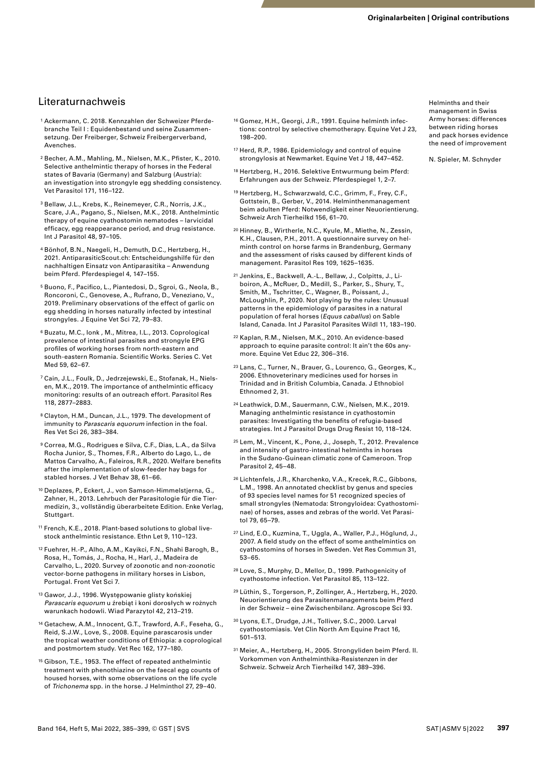## Literaturnachweis

1. Ackermann, C. 2018. Kennzahlen der Schweizer Pferdebranche Teil I : Equidenbestand und seine Zusammensetzung. Der Freiberger, Schweiz Freibergerverband, Avenches.
2. Becher, A.M., Mahling, M., Nielsen, M.K., Pfister, K., 2010. Selective anthelmintic therapy of horses in the Federal states of Bavaria (Germany) and Salzburg (Austria): an investigation into strongyle egg shedding consistency. Vet Parasitol 171, 116–122.
3. Bellaw, J.L., Krebs, K., Reinemeyer, C.R., Norris, J.K., Scare, J.A., Pagano, S., Nielsen, M.K., 2018. Anthelmintic therapy of equine cyathostomin nematodes – larvicidal efficacy, egg reappearance period, and drug resistance. Int J Parasitol 48, 97–105.
4. Bönhof, B.N., Naegeli, H., Demuth, D.C., Hertzberg, H., 2021. AntiparasiticScout.ch: Entscheidungshilfe für den nachhaltigen Einsatz von Antiparasitika – Anwendung beim Pferd. Pferdespiegel 4, 147–155.
5. Buono, F., Pacifico, L., Piantedosi, D., Sgroi, G., Neola, B., Roncoroni, C., Genovese, A., Rufrano, D., Veneziano, V., 2019. Preliminary observations of the effect of garlic on egg shedding in horses naturally infected by intestinal strongyles. J Equine Vet Sci 72, 79–83.
6. Buzatu, M.C., Ionk , M., Mitrea, I.L., 2013. Coprological prevalence of intestinal parasites and strongyle EPG profiles of working horses from north-eastern and south-eastern Romania. Scientific Works. Series C. Vet Med 59, 62–67.
7. Cain, J.L., Foulk, D., Jedrzejewski, E., Stofanak, H., Nielsen, M.K., 2019. The importance of anthelmintic efficacy monitoring: results of an outreach effort. Parasitol Res 118, 2877–2883.
8. Clayton, H.M., Duncan, J.L., 1979. The development of immunity to *Parascaris equorum* infection in the foal. Res Vet Sci 26, 383–384.
9. Correa, M.G., Rodrigues e Silva, C.F., Dias, L.A., da Silva Rocha Junior, S., Thomes, F.R., Alberto do Lago, L., de Mattos Carvalho, A., Faleiros, R.R., 2020. Welfare benefits after the implementation of slow-feeder hay bags for stabled horses. J Vet Behav 38, 61–66.
10. Deplazes, P., Eckert, J., von Samson-Himmelstjerna, G., Zahner, H., 2013. Lehrbuch der Parasitologie für die Tiermedizin, 3., vollständig überarbeitete Edition. Enke Verlag, Stuttgart.
11. French, K.E., 2018. Plant-based solutions to global livestock anthelmintic resistance. Ethn Let 9, 110–123.
12. Fuehrer, H.-P., Alho, A.M., Kayikci, F.N., Shahi Barogh, B., Rosa, H., Tomás, J., Rocha, H., Harl, J., Madeira de Carvalho, L., 2020. Survey of zoonotic and non-zoonotic vector-borne pathogens in military horses in Lisbon, Portugal. Front Vet Sci 7.
13. Gawor, J.J., 1996. Występowanie glisty końskiej *Parascaris equorum* u źrebiąt i koni dorosłych w rożnych warunkach hodowli. Wiad Parazytol 42, 213–219.
14. Getachew, A.M., Innocent, G.T., Trawford, A.F., Feseha, G., Reid, S.J.W., Love, S., 2008. Equine parascarosis under the tropical weather conditions of Ethiopia: a coprological and postmortem study. Vet Rec 162, 177–180.
15. Gibson, T.E., 1953. The effect of repeated anthelmintic treatment with phenothiazine on the faecal egg counts of housed horses, with some observations on the life cycle of *Trichonema* spp. in the horse. J Helminthol 27, 29–40.
16. Gomez, H.H., Georgi, J.R., 1991. Equine helminth infections: control by selective chemotherapy. Equine Vet J 23, 198–200.
17. Herd, R.P., 1986. Epidemiology and control of equine strongylosis at Newmarket. Equine Vet J 18, 447–452.
18. Hertzberg, H., 2016. Selektive Entwurmung beim Pferd: Erfahrungen aus der Schweiz. Pferdespiegel 1, 2–7.
19. Hertzberg, H., Schwarzwald, C.C., Grimm, F., Frey, C.F., Gottstein, B., Gerber, V., 2014. Helminthenmanagement beim adulten Pferd: Notwendigkeit einer Neuorientierung. Schweiz Arch Tierheilkd 156, 61–70.
20. Hinney, B., Wirtherle, N.C., Kyule, M., Miethe, N., Zessin, K.H., Clausen, P.H., 2011. A questionnaire survey on helminth control on horse farms in Brandenburg, Germany and the assessment of risks caused by different kinds of management. Parasitol Res 109, 1625–1635.
21. Jenkins, E., Backwell, A.-L., Bellaw, J., Colpitts, J., Liboiron, A., McRuer, D., Medill, S., Parker, S., Shury, T., Smith, M., Tschritter, C., Wagner, B., Poissant, J., McLoughlin, P., 2020. Not playing by the rules: Unusual patterns in the epidemiology of parasites in a natural population of feral horses (*Equus caballus*) on Sable Island, Canada. Int J Parasitol Parasites Wildl 11, 183–190.
22. Kaplan, R.M., Nielsen, M.K., 2010. An evidence-based approach to equine parasite control: It ain't the 60s anymore. Equine Vet Educ 22, 306–316.
23. Lans, C., Turner, N., Brauer, G., Lourenco, G., Georges, K., 2006. Ethnoveterinary medicines used for horses in Trinidad and in British Columbia, Canada. J Ethnobiol Ethnomed 2, 31.
24. Leathwick, D.M., Sauermann, C.W., Nielsen, M.K., 2019. Managing anthelmintic resistance in cyathostomin parasites: Investigating the benefits of refugia-based strategies. Int J Parasitol Drugs Drug Resist 10, 118–124.
25. Lem, M., Vincent, K., Pone, J., Joseph, T., 2012. Prevalence and intensity of gastro-intestinal helminths in horses in the Sudano-Guinean climatic zone of Cameroon. Trop Parasitol 2, 45–48.
26. Lichtenfels, J.R., Kharchenko, V.A., Krecek, R.C., Gibbons, L.M., 1998. An annotated checklist by genus and species of 93 species level names for 51 recognized species of small strongyles (Nematoda: Strongyloidea: Cyathostominae) of horses, asses and zebras of the world. Vet Parasitol 79, 65–79.
27. Lind, E.O., Kuzmina, T., Uggla, A., Waller, P.J., Höglund, J., 2007. A field study on the effect of some anthelmintics on cyathostomins of horses in Sweden. Vet Res Commun 31, 53–65.
28. Love, S., Murphy, D., Mellor, D., 1999. Pathogenicity of cyathostome infection. Vet Parasitol 85, 113–122.
29. Lüthin, S., Torgerson, P., Zollinger, A., Hertzberg, H., 2020. Neuorientierung des Parasitenmanagements beim Pferd in der Schweiz – eine Zwischenbilanz. Agroscope Sci 93.
30. Lyons, E.T., Drudge, J.H., Tolliver, S.C., 2000. Larval cyathostomiasis. Vet Clin North Am Equine Pract 16, 501–513.
31. Meier, A., Hertzberg, H., 2005. Strongyliden beim Pferd. II. Vorkommen von Anthelminthika-Resistenzen in der Schweiz. Schweiz Arch Tierheilkd 147, 389–396.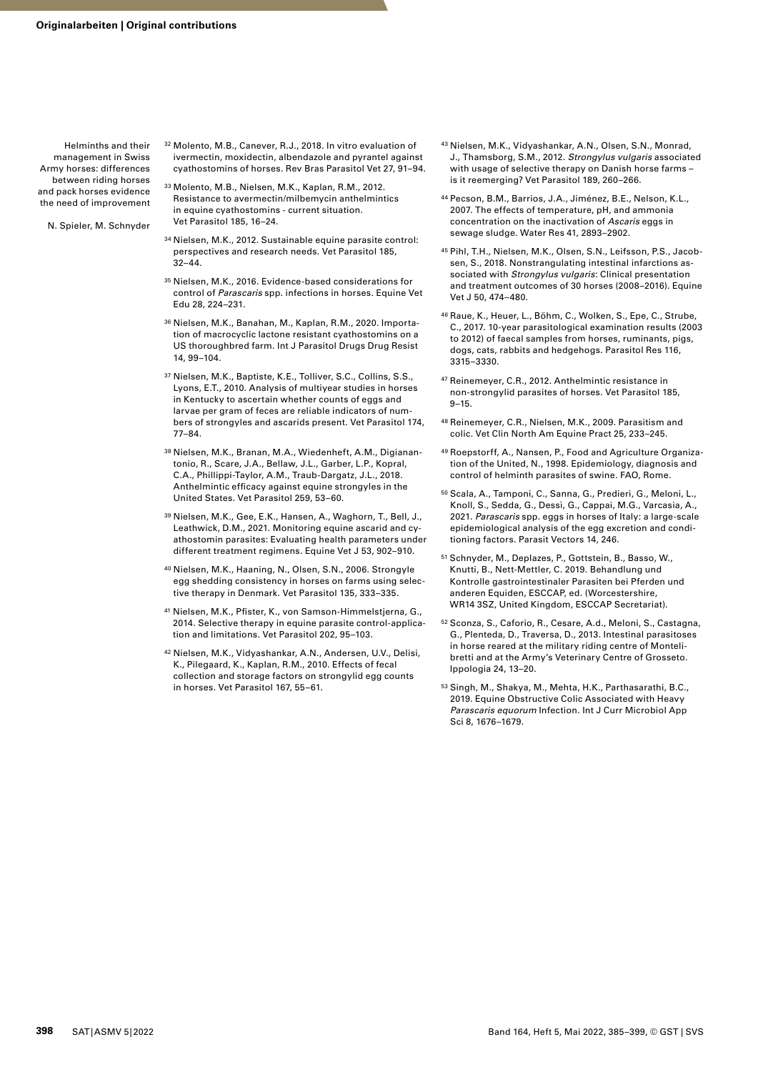[32] Molento, M.B., Canever, R.J., 2018. In vitro evaluation of ivermectin, moxidectin, albendazole and pyrantel against cyathostomins of horses. Rev Bras Parasitol Vet 27, 91–94.

[33] Molento, M.B., Nielsen, M.K., Kaplan, R.M., 2012. Resistance to avermectin/milbemycin anthelmintics in equine cyathostomins - current situation. Vet Parasitol 185, 16–24.

[34] Nielsen, M.K., 2012. Sustainable equine parasite control: perspectives and research needs. Vet Parasitol 185, 32–44.

[35] Nielsen, M.K., 2016. Evidence-based considerations for control of *Parascaris* spp. infections in horses. Equine Vet Edu 28, 224–231.

[36] Nielsen, M.K., Banahan, M., Kaplan, R.M., 2020. Importation of macrocyclic lactone resistant cyathostomins on a US thoroughbred farm. Int J Parasitol Drugs Drug Resist 14, 99–104.

[37] Nielsen, M.K., Baptiste, K.E., Tolliver, S.C., Collins, S.S., Lyons, E.T., 2010. Analysis of multiyear studies in horses in Kentucky to ascertain whether counts of eggs and larvae per gram of feces are reliable indicators of numbers of strongyles and ascarids present. Vet Parasitol 174, 77–84.

[38] Nielsen, M.K., Branan, M.A., Wiedenheft, A.M., Digianantonio, R., Scare, J.A., Bellaw, J.L., Garber, L.P., Kopral, C.A., Phillippi-Taylor, A.M., Traub-Dargatz, J.L., 2018. Anthelmintic efficacy against equine strongyles in the United States. Vet Parasitol 259, 53–60.

[39] Nielsen, M.K., Gee, E.K., Hansen, A., Waghorn, T., Bell, J., Leathwick, D.M., 2021. Monitoring equine ascarid and cyathostomin parasites: Evaluating health parameters under different treatment regimens. Equine Vet J 53, 902–910.

[40] Nielsen, M.K., Haaning, N., Olsen, S.N., 2006. Strongyle egg shedding consistency in horses on farms using selective therapy in Denmark. Vet Parasitol 135, 333–335.

[41] Nielsen, M.K., Pfister, K., von Samson-Himmelstjerna, G., 2014. Selective therapy in equine parasite control-application and limitations. Vet Parasitol 202, 95–103.

[42] Nielsen, M.K., Vidyashankar, A.N., Andersen, U.V., Delisi, K., Pilegaard, K., Kaplan, R.M., 2010. Effects of fecal collection and storage factors on strongylid egg counts in horses. Vet Parasitol 167, 55–61.

[43] Nielsen, M.K., Vidyashankar, A.N., Olsen, S.N., Monrad, J., Thamsborg, S.M., 2012. *Strongylus vulgaris* associated with usage of selective therapy on Danish horse farms – is it reemerging? Vet Parasitol 189, 260–266.

[44] Pecson, B.M., Barrios, J.A., Jiménez, B.E., Nelson, K.L., 2007. The effects of temperature, pH, and ammonia concentration on the inactivation of *Ascaris* eggs in sewage sludge. Water Res 41, 2893–2902.

[45] Pihl, T.H., Nielsen, M.K., Olsen, S.N., Leifsson, P.S., Jacobsen, S., 2018. Nonstrangulating intestinal infarctions associated with *Strongylus vulgaris*: Clinical presentation and treatment outcomes of 30 horses (2008–2016). Equine Vet J 50, 474–480.

[46] Raue, K., Heuer, L., Böhm, C., Wolken, S., Epe, C., Strube, C., 2017. 10-year parasitological examination results (2003 to 2012) of faecal samples from horses, ruminants, pigs, dogs, cats, rabbits and hedgehogs. Parasitol Res 116, 3315–3330.

[47] Reinemeyer, C.R., 2012. Anthelmintic resistance in non-strongylid parasites of horses. Vet Parasitol 185, 9–15.

[48] Reinemeyer, C.R., Nielsen, M.K., 2009. Parasitism and colic. Vet Clin North Am Equine Pract 25, 233–245.

[49] Roepstorff, A., Nansen, P., Food and Agriculture Organization of the United, N., 1998. Epidemiology, diagnosis and control of helminth parasites of swine. FAO, Rome.

[50] Scala, A., Tamponi, C., Sanna, G., Predieri, G., Meloni, L., Knoll, S., Sedda, G., Dessì, G., Cappai, M.G., Varcasia, A., 2021. *Parascaris* spp. eggs in horses of Italy: a large-scale epidemiological analysis of the egg excretion and conditioning factors. Parasit Vectors 14, 246.

[51] Schnyder, M., Deplazes, P., Gottstein, B., Basso, W., Knutti, B., Nett-Mettler, C. 2019. Behandlung und Kontrolle gastrointestinaler Parasiten bei Pferden und anderen Equiden, ESCCAP, ed. (Worcestershire, WR14 3SZ, United Kingdom, ESCCAP Secretariat).

[52] Sconza, S., Caforio, R., Cesare, A.d., Meloni, S., Castagna, G., Plenteda, D., Traversa, D., 2013. Intestinal parasitoses in horse reared at the military riding centre of Montelibretti and at the Army's Veterinary Centre of Grosseto. Ippologia 24, 13–20.

[53] Singh, M., Shakya, M., Mehta, H.K., Parthasarathi, B.C., 2019. Equine Obstructive Colic Associated with Heavy *Parascaris equorum* Infection. Int J Curr Microbiol App Sci 8, 1676–1679.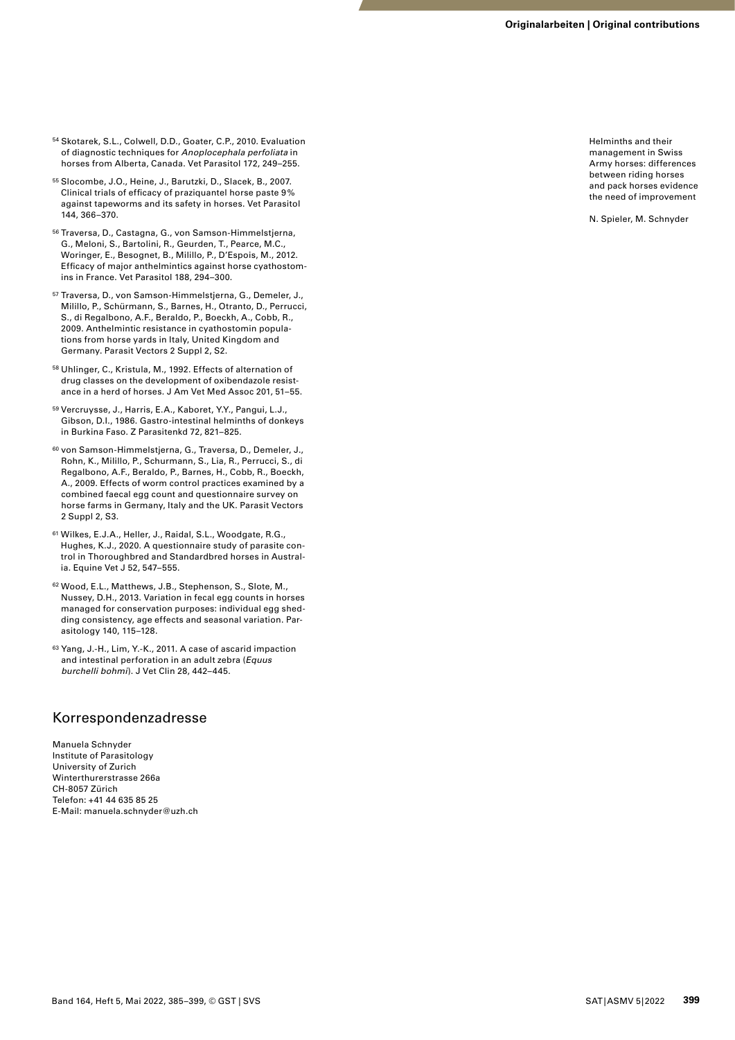[54] Skotarek, S.L., Colwell, D.D., Goater, C.P., 2010. Evaluation of diagnostic techniques for *Anoplocephala perfoliata* in horses from Alberta, Canada. Vet Parasitol 172, 249–255.

[55] Slocombe, J.O., Heine, J., Barutzki, D., Slacek, B., 2007. Clinical trials of efficacy of praziquantel horse paste 9% against tapeworms and its safety in horses. Vet Parasitol 144, 366–370.

[56] Traversa, D., Castagna, G., von Samson-Himmelstjerna, G., Meloni, S., Bartolini, R., Geurden, T., Pearce, M.C., Woringer, E., Besognet, B., Milillo, P., D'Espois, M., 2012. Efficacy of major anthelmintics against horse cyathostomins in France. Vet Parasitol 188, 294–300.

[57] Traversa, D., von Samson-Himmelstjerna, G., Demeler, J., Milillo, P., Schürmann, S., Barnes, H., Otranto, D., Perrucci, S., di Regalbono, A.F., Beraldo, P., Boeckh, A., Cobb, R., 2009. Anthelmintic resistance in cyathostomin populations from horse yards in Italy, United Kingdom and Germany. Parasit Vectors 2 Suppl 2, S2.

[58] Uhlinger, C., Kristula, M., 1992. Effects of alternation of drug classes on the development of oxibendazole resistance in a herd of horses. J Am Vet Med Assoc 201, 51–55.

[59] Vercruysse, J., Harris, E.A., Kaboret, Y.Y., Pangui, L.J., Gibson, D.I., 1986. Gastro-intestinal helminths of donkeys in Burkina Faso. Z Parasitenkd 72, 821–825.

[60] von Samson-Himmelstjerna, G., Traversa, D., Demeler, J., Rohn, K., Milillo, P., Schurmann, S., Lia, R., Perrucci, S., di Regalbono, A.F., Beraldo, P., Barnes, H., Cobb, R., Boeckh, A., 2009. Effects of worm control practices examined by a combined faecal egg count and questionnaire survey on horse farms in Germany, Italy and the UK. Parasit Vectors 2 Suppl 2, S3.

[61] Wilkes, E.J.A., Heller, J., Raidal, S.L., Woodgate, R.G., Hughes, K.J., 2020. A questionnaire study of parasite control in Thoroughbred and Standardbred horses in Australia. Equine Vet J 52, 547–555.

[62] Wood, E.L., Matthews, J.B., Stephenson, S., Slote, M., Nussey, D.H., 2013. Variation in fecal egg counts in horses managed for conservation purposes: individual egg shedding consistency, age effects and seasonal variation. Parasitology 140, 115–128.

[63] Yang, J.-H., Lim, Y.-K., 2011. A case of ascarid impaction and intestinal perforation in an adult zebra (*Equus burchelli bohmi*). J Vet Clin 28, 442–445.

## Korrespondenzadresse

Manuela Schnyder
Institute of Parasitology
University of Zurich
Winterthurerstrasse 266a
CH-8057 Zürich
Telefon: +41 44 635 85 25
E-Mail: manuela.schnyder@uzh.ch